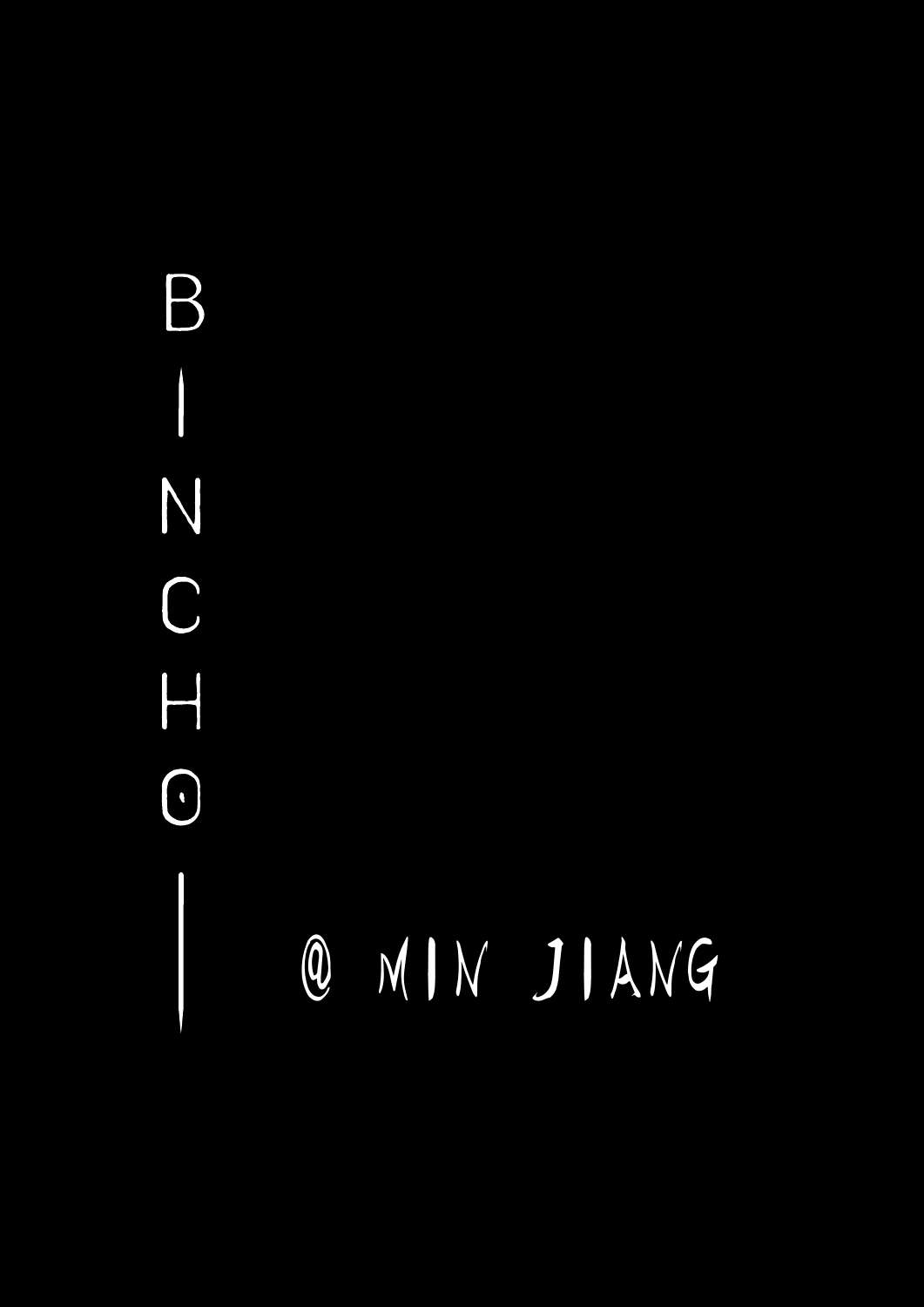# BINCHO

@ MIN JIANG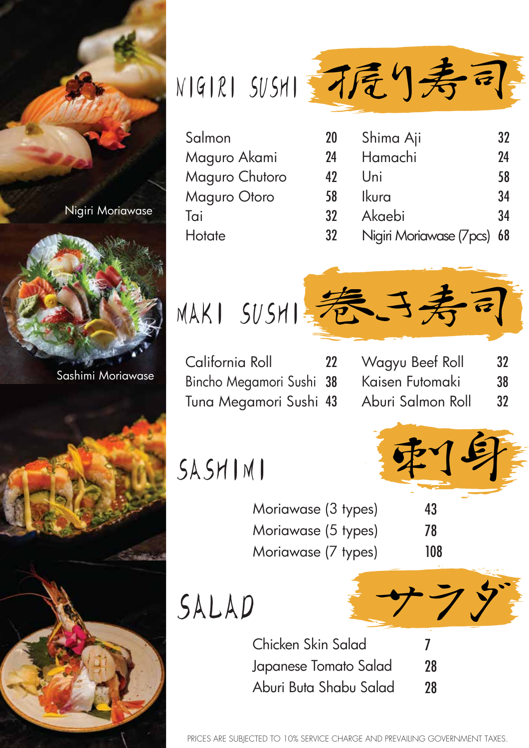Nigiri Moriawase

Sashimi Moriawase

## NIGIRI SUSHI 握り寿司

| Item | Price | Item | Price |
|---|---|---|---|
| Salmon | 20 | Shima Aji | 32 |
| Maguro Akami | 24 | Hamachi | 24 |
| Maguro Chutoro | 42 | Uni | 58 |
| Maguro Otoro | 58 | Ikura | 34 |
| Tai | 32 | Akaebi | 34 |
| Hotate | 32 | Nigiri Moriawase (7pcs) | 68 |

## MAKI SUSHI 巻き寿司

| Item | Price | Item | Price |
|---|---|---|---|
| California Roll | 22 | Wagyu Beef Roll | 32 |
| Bincho Megamori Sushi | 38 | Kaisen Futomaki | 38 |
| Tuna Megamori Sushi | 43 | Aburi Salmon Roll | 32 |

## SASHIMI 刺身

| Item | Price |
|---|---|
| Moriawase (3 types) | 43 |
| Moriawase (5 types) | 78 |
| Moriawase (7 types) | 108 |

## SALAD サラダ

| Item | Price |
|---|---|
| Chicken Skin Salad | 7 |
| Japanese Tomato Salad | 28 |
| Aburi Buta Shabu Salad | 28 |

PRICES ARE SUBJECTED TO 10% SERVICE CHARGE AND PREVAILING GOVERNMENT TAXES.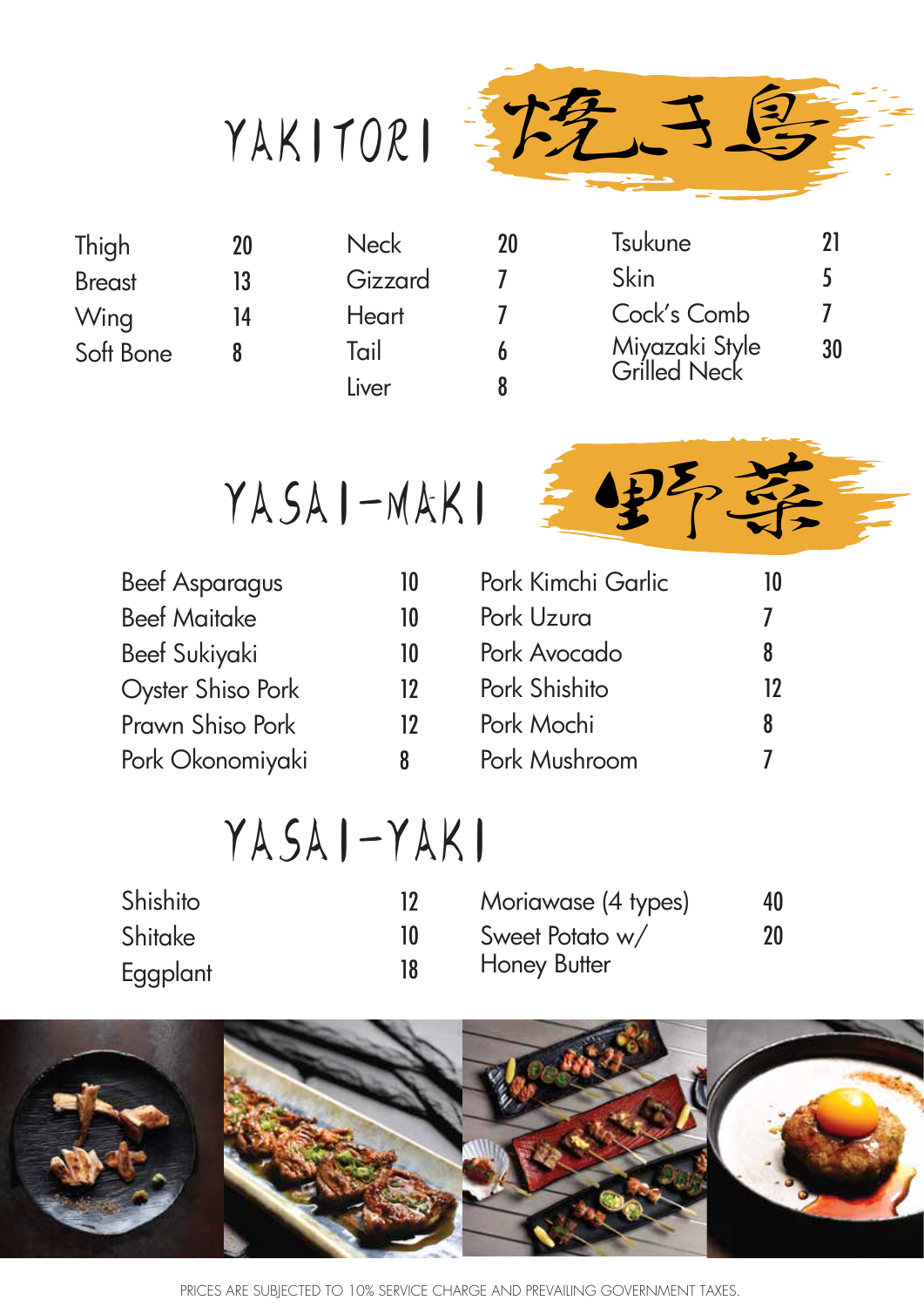# YAKITORI 焼き鳥

| Item | Price |
|---|---|
| Thigh | 20 |
| Breast | 13 |
| Wing | 14 |
| Soft Bone | 8 |
| Neck | 20 |
| Gizzard | 7 |
| Heart | 7 |
| Tail | 6 |
| Liver | 8 |
| Tsukune | 21 |
| Skin | 5 |
| Cock's Comb | 7 |
| Miyazaki Style Grilled Neck | 30 |

# YASAI-MAKI 野菜

| Item | Price |
|---|---|
| Beef Asparagus | 10 |
| Beef Maitake | 10 |
| Beef Sukiyaki | 10 |
| Oyster Shiso Pork | 12 |
| Prawn Shiso Pork | 12 |
| Pork Okonomiyaki | 8 |
| Pork Kimchi Garlic | 10 |
| Pork Uzura | 7 |
| Pork Avocado | 8 |
| Pork Shishito | 12 |
| Pork Mochi | 8 |
| Pork Mushroom | 7 |

# YASAI-YAKI

| Item | Price |
|---|---|
| Shishito | 12 |
| Shitake | 10 |
| Eggplant | 18 |
| Moriawase (4 types) | 40 |
| Sweet Potato w/ Honey Butter | 20 |

PRICES ARE SUBJECTED TO 10% SERVICE CHARGE AND PREVAILING GOVERNMENT TAXES.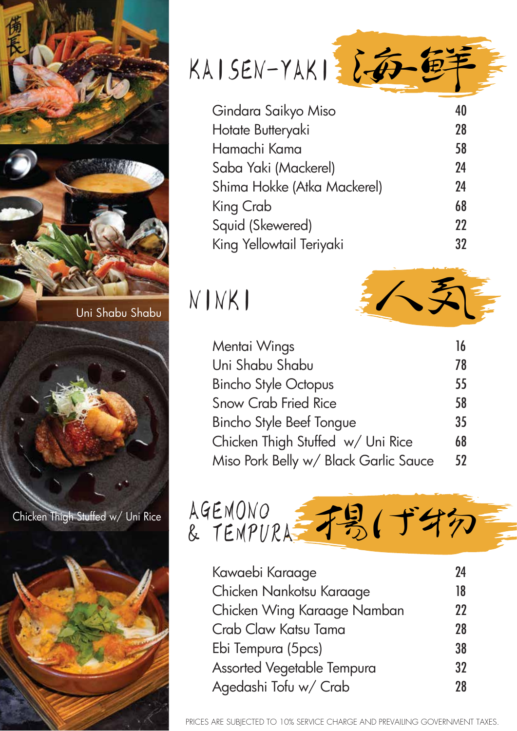Uni Shabu Shabu

Chicken Thigh Stuffed w/ Uni Rice

## KAISEN-YAKI 海鮮

| | |
|---|---|
| Gindara Saikyo Miso | 40 |
| Hotate Butteryaki | 28 |
| Hamachi Kama | 58 |
| Saba Yaki (Mackerel) | 24 |
| Shima Hokke (Atka Mackerel) | 24 |
| King Crab | 68 |
| Squid (Skewered) | 22 |
| King Yellowtail Teriyaki | 32 |

## NINKI 人気

| | |
|---|---|
| Mentai Wings | 16 |
| Uni Shabu Shabu | 78 |
| Bincho Style Octopus | 55 |
| Snow Crab Fried Rice | 58 |
| Bincho Style Beef Tongue | 35 |
| Chicken Thigh Stuffed w/ Uni Rice | 68 |
| Miso Pork Belly w/ Black Garlic Sauce | 52 |

## AGEMONO & TEMPURA 揚げ物

| | |
|---|---|
| Kawaebi Karaage | 24 |
| Chicken Nankotsu Karaage | 18 |
| Chicken Wing Karaage Namban | 22 |
| Crab Claw Katsu Tama | 28 |
| Ebi Tempura (5pcs) | 38 |
| Assorted Vegetable Tempura | 32 |
| Agedashi Tofu w/ Crab | 28 |

PRICES ARE SUBJECTED TO 10% SERVICE CHARGE AND PREVAILING GOVERNMENT TAXES.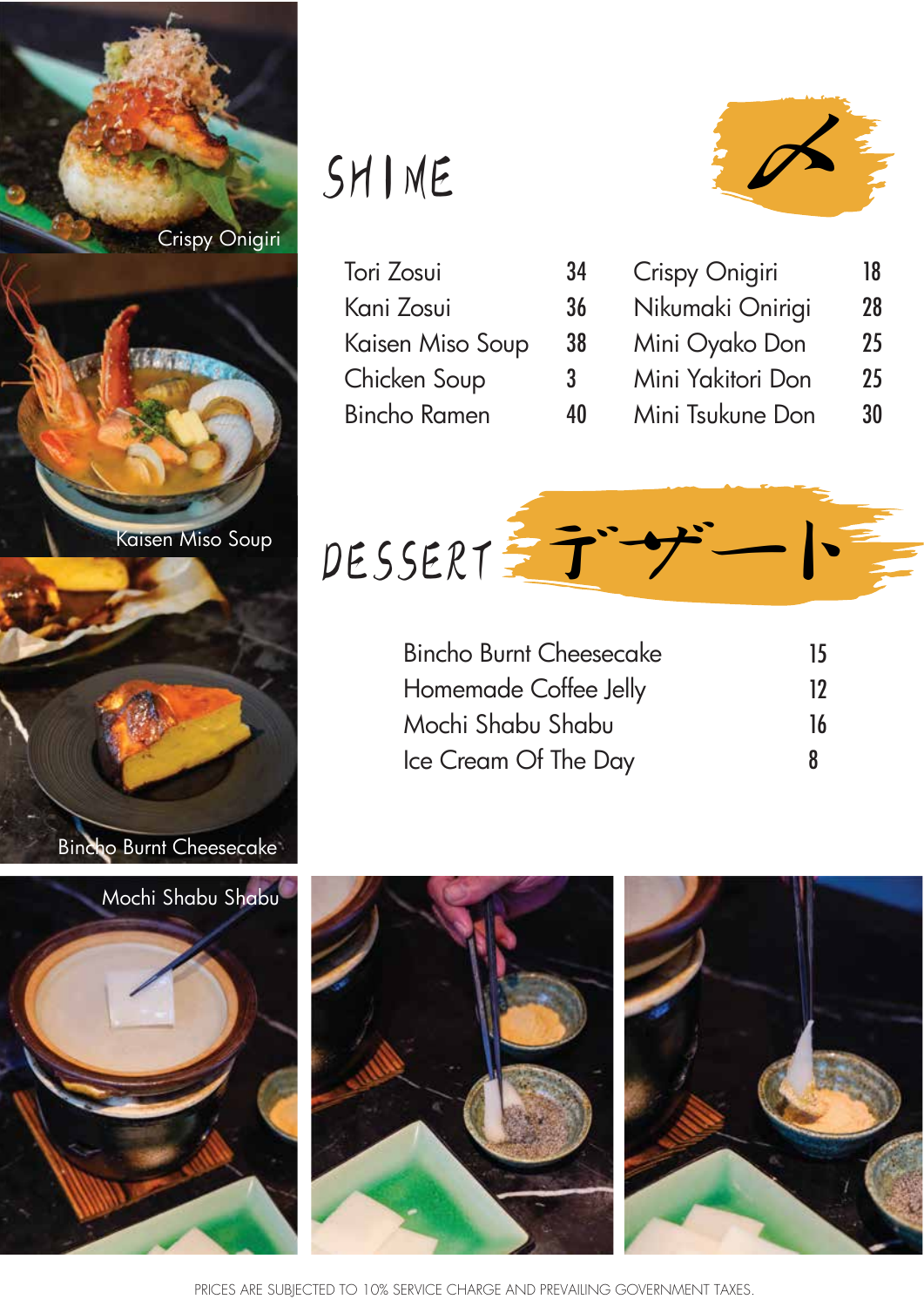# SHIME

〆

| Item | Price |
|---|---|
| Tori Zosui | 34 |
| Kani Zosui | 36 |
| Kaisen Miso Soup | 38 |
| Chicken Soup | 3 |
| Bincho Ramen | 40 |
| Crispy Onigiri | 18 |
| Nikumaki Onirigi | 28 |
| Mini Oyako Don | 25 |
| Mini Yakitori Don | 25 |
| Mini Tsukune Don | 30 |

Crispy Onigiri

Kaisen Miso Soup

# DESSERT デザート

| Item | Price |
|---|---|
| Bincho Burnt Cheesecake | 15 |
| Homemade Coffee Jelly | 12 |
| Mochi Shabu Shabu | 16 |
| Ice Cream Of The Day | 8 |

Bincho Burnt Cheesecake

Mochi Shabu Shabu

PRICES ARE SUBJECTED TO 10% SERVICE CHARGE AND PREVAILING GOVERNMENT TAXES.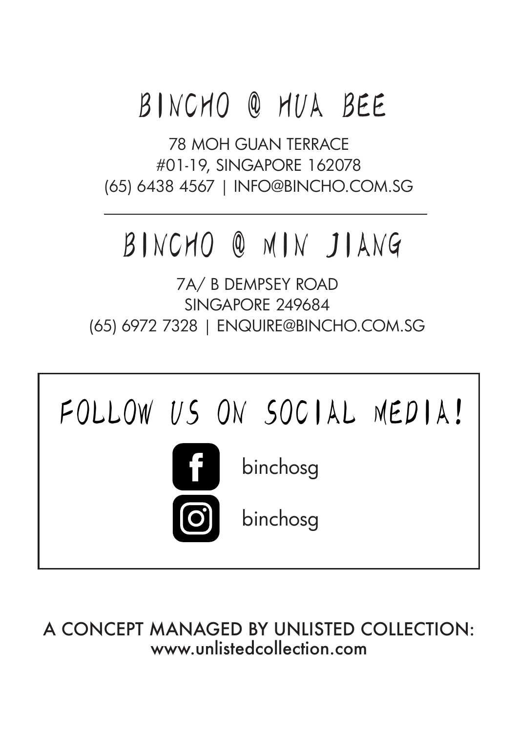# BINCHO @ HUA BEE

78 MOH GUAN TERRACE
#01-19, SINGAPORE 162078
(65) 6438 4567 | INFO@BINCHO.COM.SG

---

# BINCHO @ MIN JIANG

7A/ B DEMPSEY ROAD
SINGAPORE 249684
(65) 6972 7328 | ENQUIRE@BINCHO.COM.SG

## FOLLOW US ON SOCIAL MEDIA!

Facebook: binchosg

Instagram: binchosg

A CONCEPT MANAGED BY UNLISTED COLLECTION:
www.unlistedcollection.com